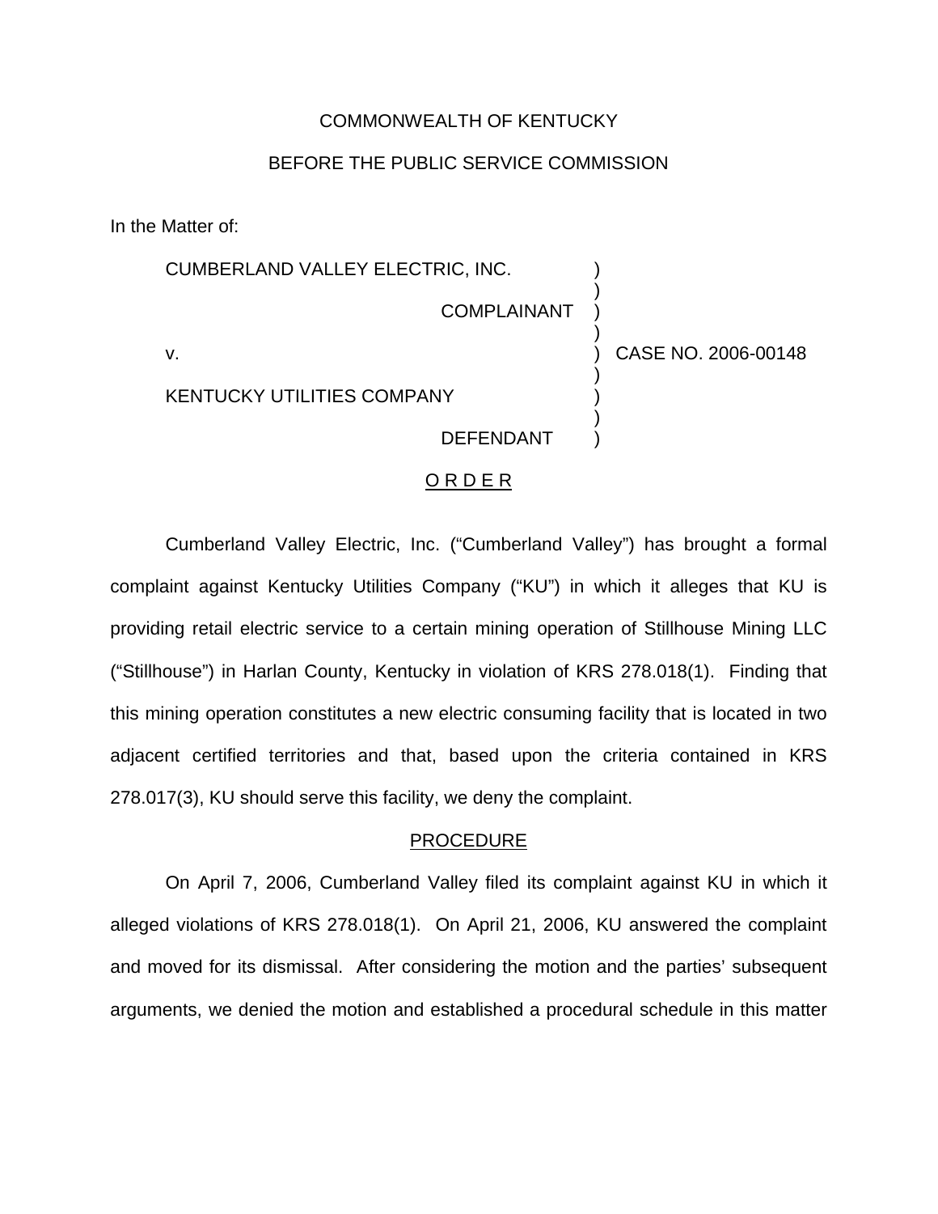COMMONWEALTH OF KENTUCKY

BEFORE THE PUBLIC SERVICE COMMISSION

In the Matter of:

CUMBERLAND VALLEY ELECTRIC, INC. )
)
COMPLAINANT )
)
v. ) CASE NO. 2006-00148
)
KENTUCKY UTILITIES COMPANY )
)
DEFENDANT )

## O R D E R

Cumberland Valley Electric, Inc. ("Cumberland Valley") has brought a formal complaint against Kentucky Utilities Company ("KU") in which it alleges that KU is providing retail electric service to a certain mining operation of Stillhouse Mining LLC ("Stillhouse") in Harlan County, Kentucky in violation of KRS 278.018(1). Finding that this mining operation constitutes a new electric consuming facility that is located in two adjacent certified territories and that, based upon the criteria contained in KRS 278.017(3), KU should serve this facility, we deny the complaint.

## PROCEDURE

On April 7, 2006, Cumberland Valley filed its complaint against KU in which it alleged violations of KRS 278.018(1). On April 21, 2006, KU answered the complaint and moved for its dismissal. After considering the motion and the parties' subsequent arguments, we denied the motion and established a procedural schedule in this matter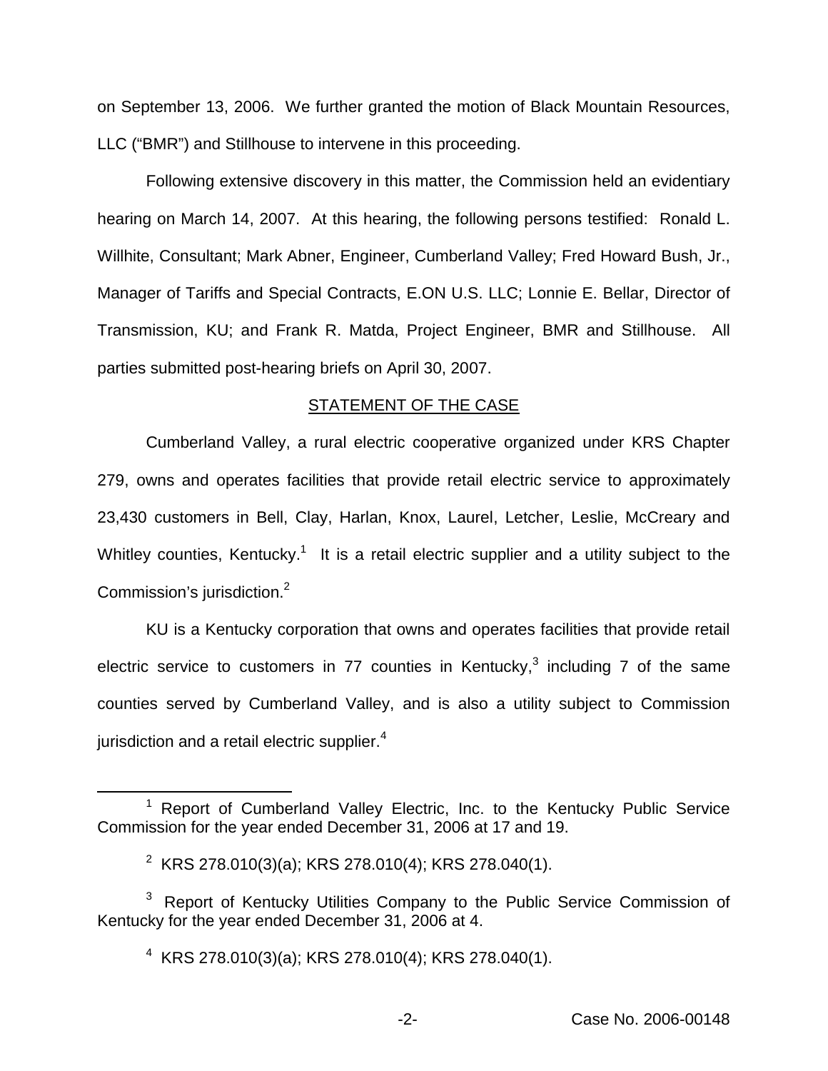on September 13, 2006. We further granted the motion of Black Mountain Resources, LLC ("BMR") and Stillhouse to intervene in this proceeding.

Following extensive discovery in this matter, the Commission held an evidentiary hearing on March 14, 2007. At this hearing, the following persons testified: Ronald L. Willhite, Consultant; Mark Abner, Engineer, Cumberland Valley; Fred Howard Bush, Jr., Manager of Tariffs and Special Contracts, E.ON U.S. LLC; Lonnie E. Bellar, Director of Transmission, KU; and Frank R. Matda, Project Engineer, BMR and Stillhouse. All parties submitted post-hearing briefs on April 30, 2007.

## STATEMENT OF THE CASE

Cumberland Valley, a rural electric cooperative organized under KRS Chapter 279, owns and operates facilities that provide retail electric service to approximately 23,430 customers in Bell, Clay, Harlan, Knox, Laurel, Letcher, Leslie, McCreary and Whitley counties, Kentucky.[1] It is a retail electric supplier and a utility subject to the Commission's jurisdiction.[2]

KU is a Kentucky corporation that owns and operates facilities that provide retail electric service to customers in 77 counties in Kentucky,[3] including 7 of the same counties served by Cumberland Valley, and is also a utility subject to Commission jurisdiction and a retail electric supplier.[4]

---

[1] Report of Cumberland Valley Electric, Inc. to the Kentucky Public Service Commission for the year ended December 31, 2006 at 17 and 19.

[2] KRS 278.010(3)(a); KRS 278.010(4); KRS 278.040(1).

[3] Report of Kentucky Utilities Company to the Public Service Commission of Kentucky for the year ended December 31, 2006 at 4.

[4] KRS 278.010(3)(a); KRS 278.010(4); KRS 278.040(1).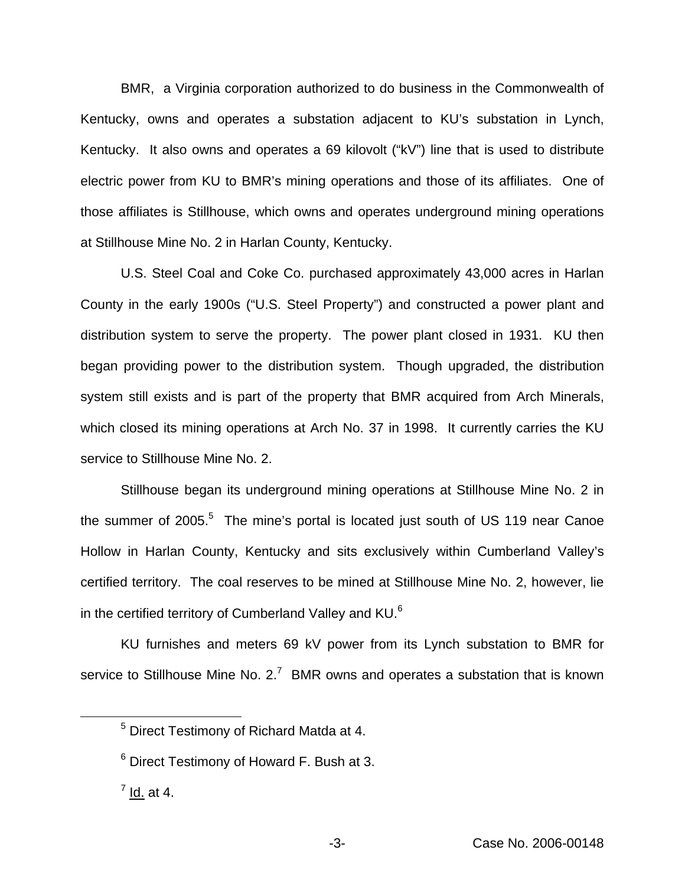BMR, a Virginia corporation authorized to do business in the Commonwealth of Kentucky, owns and operates a substation adjacent to KU's substation in Lynch, Kentucky. It also owns and operates a 69 kilovolt ("kV") line that is used to distribute electric power from KU to BMR's mining operations and those of its affiliates. One of those affiliates is Stillhouse, which owns and operates underground mining operations at Stillhouse Mine No. 2 in Harlan County, Kentucky.

U.S. Steel Coal and Coke Co. purchased approximately 43,000 acres in Harlan County in the early 1900s ("U.S. Steel Property") and constructed a power plant and distribution system to serve the property. The power plant closed in 1931. KU then began providing power to the distribution system. Though upgraded, the distribution system still exists and is part of the property that BMR acquired from Arch Minerals, which closed its mining operations at Arch No. 37 in 1998. It currently carries the KU service to Stillhouse Mine No. 2.

Stillhouse began its underground mining operations at Stillhouse Mine No. 2 in the summer of 2005.[5] The mine's portal is located just south of US 119 near Canoe Hollow in Harlan County, Kentucky and sits exclusively within Cumberland Valley's certified territory. The coal reserves to be mined at Stillhouse Mine No. 2, however, lie in the certified territory of Cumberland Valley and KU.[6]

KU furnishes and meters 69 kV power from its Lynch substation to BMR for service to Stillhouse Mine No. 2.[7] BMR owns and operates a substation that is known

---

[5] Direct Testimony of Richard Matda at 4.

[6] Direct Testimony of Howard F. Bush at 3.

[7] Id. at 4.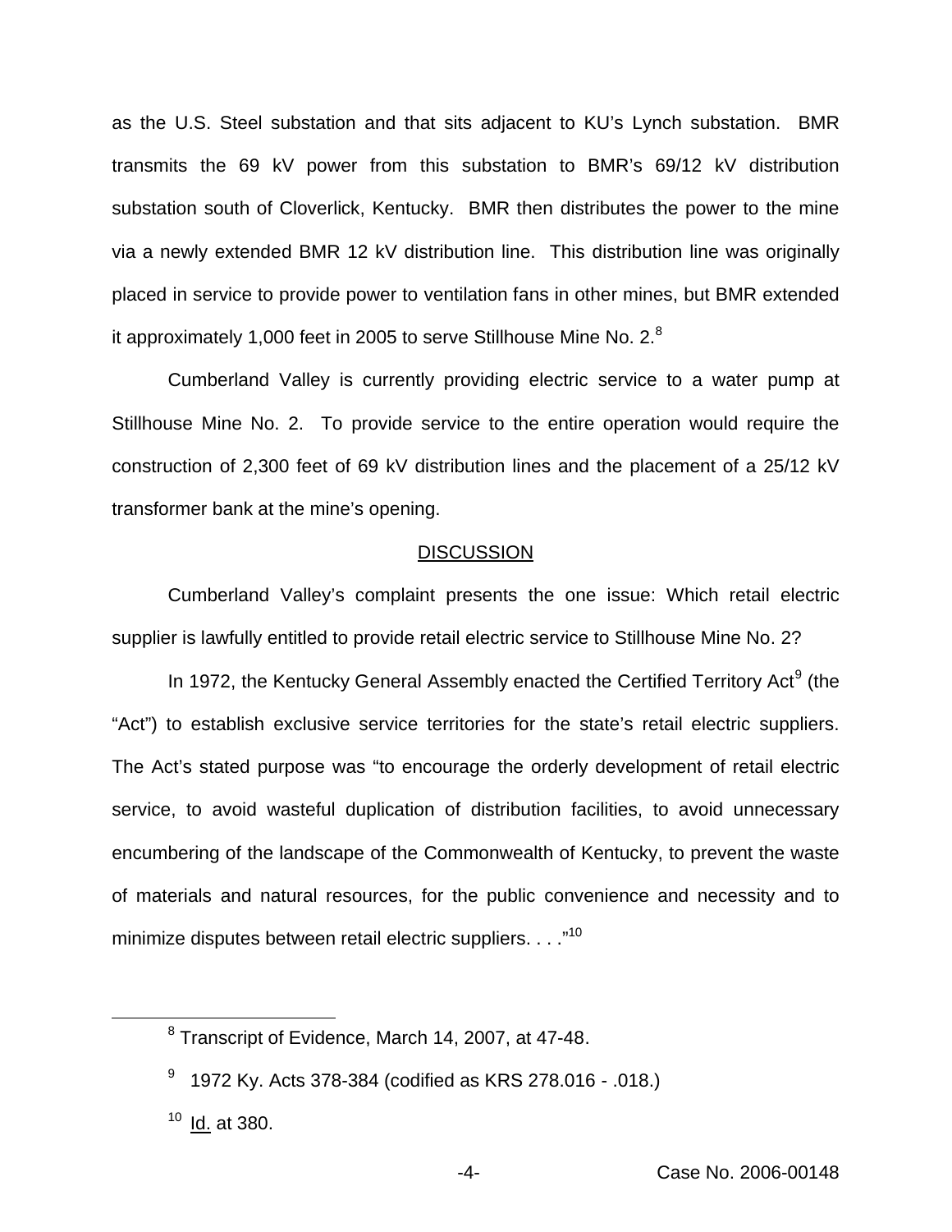as the U.S. Steel substation and that sits adjacent to KU's Lynch substation. BMR transmits the 69 kV power from this substation to BMR's 69/12 kV distribution substation south of Cloverlick, Kentucky. BMR then distributes the power to the mine via a newly extended BMR 12 kV distribution line. This distribution line was originally placed in service to provide power to ventilation fans in other mines, but BMR extended it approximately 1,000 feet in 2005 to serve Stillhouse Mine No. 2.[8]

Cumberland Valley is currently providing electric service to a water pump at Stillhouse Mine No. 2. To provide service to the entire operation would require the construction of 2,300 feet of 69 kV distribution lines and the placement of a 25/12 kV transformer bank at the mine's opening.

## DISCUSSION

Cumberland Valley's complaint presents the one issue: Which retail electric supplier is lawfully entitled to provide retail electric service to Stillhouse Mine No. 2?

In 1972, the Kentucky General Assembly enacted the Certified Territory Act[9] (the "Act") to establish exclusive service territories for the state's retail electric suppliers. The Act's stated purpose was "to encourage the orderly development of retail electric service, to avoid wasteful duplication of distribution facilities, to avoid unnecessary encumbering of the landscape of the Commonwealth of Kentucky, to prevent the waste of materials and natural resources, for the public convenience and necessity and to minimize disputes between retail electric suppliers. . . ."[10]

---

[8] Transcript of Evidence, March 14, 2007, at 47-48.

[9] 1972 Ky. Acts 378-384 (codified as KRS 278.016 - .018.)

[10] Id. at 380.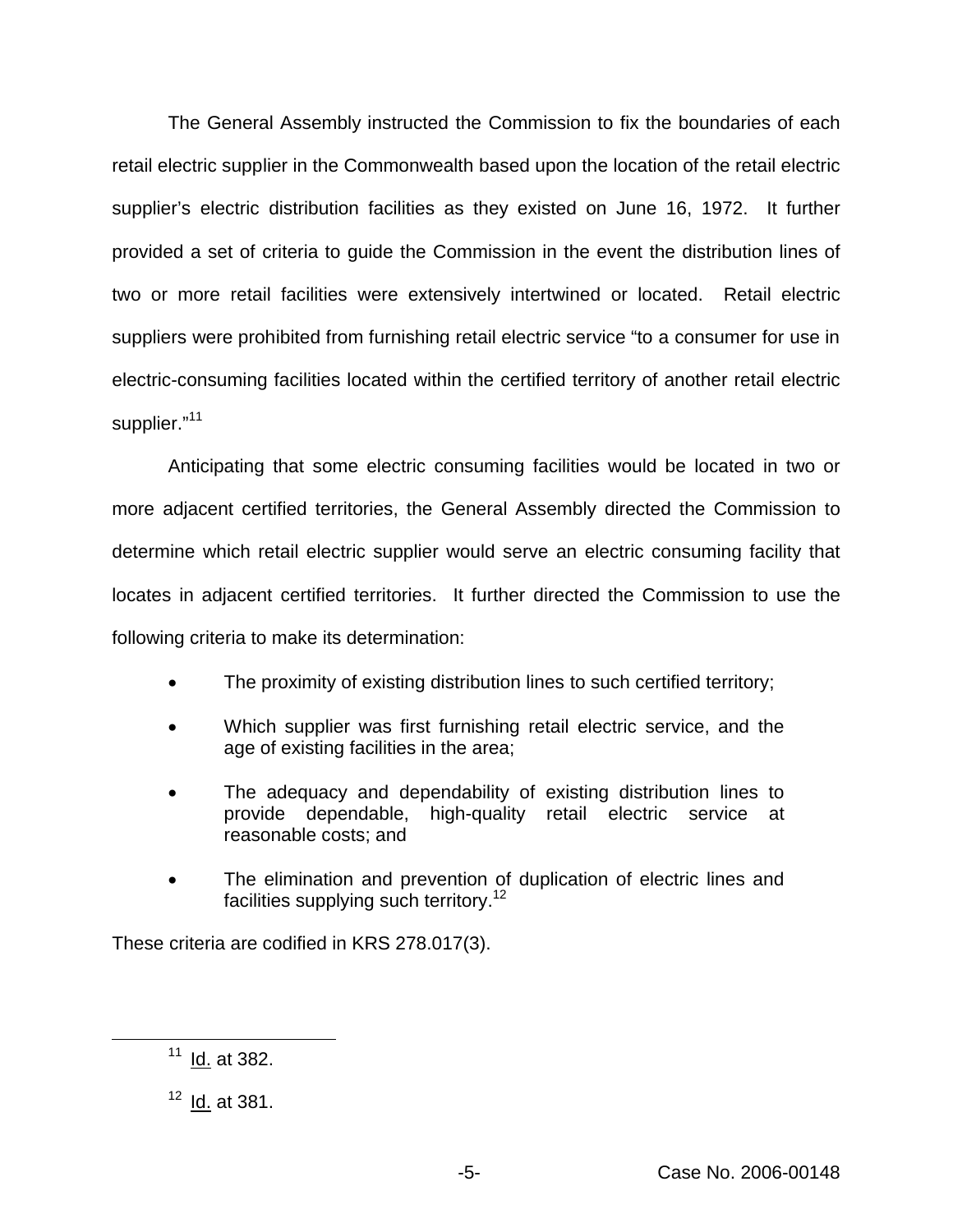The General Assembly instructed the Commission to fix the boundaries of each retail electric supplier in the Commonwealth based upon the location of the retail electric supplier's electric distribution facilities as they existed on June 16, 1972. It further provided a set of criteria to guide the Commission in the event the distribution lines of two or more retail facilities were extensively intertwined or located. Retail electric suppliers were prohibited from furnishing retail electric service "to a consumer for use in electric-consuming facilities located within the certified territory of another retail electric supplier."[11]

Anticipating that some electric consuming facilities would be located in two or more adjacent certified territories, the General Assembly directed the Commission to determine which retail electric supplier would serve an electric consuming facility that locates in adjacent certified territories. It further directed the Commission to use the following criteria to make its determination:

- The proximity of existing distribution lines to such certified territory;
- Which supplier was first furnishing retail electric service, and the age of existing facilities in the area;
- The adequacy and dependability of existing distribution lines to provide dependable, high-quality retail electric service at reasonable costs; and
- The elimination and prevention of duplication of electric lines and facilities supplying such territory.[12]

These criteria are codified in KRS 278.017(3).

---

[11] Id. at 382.

[12] Id. at 381.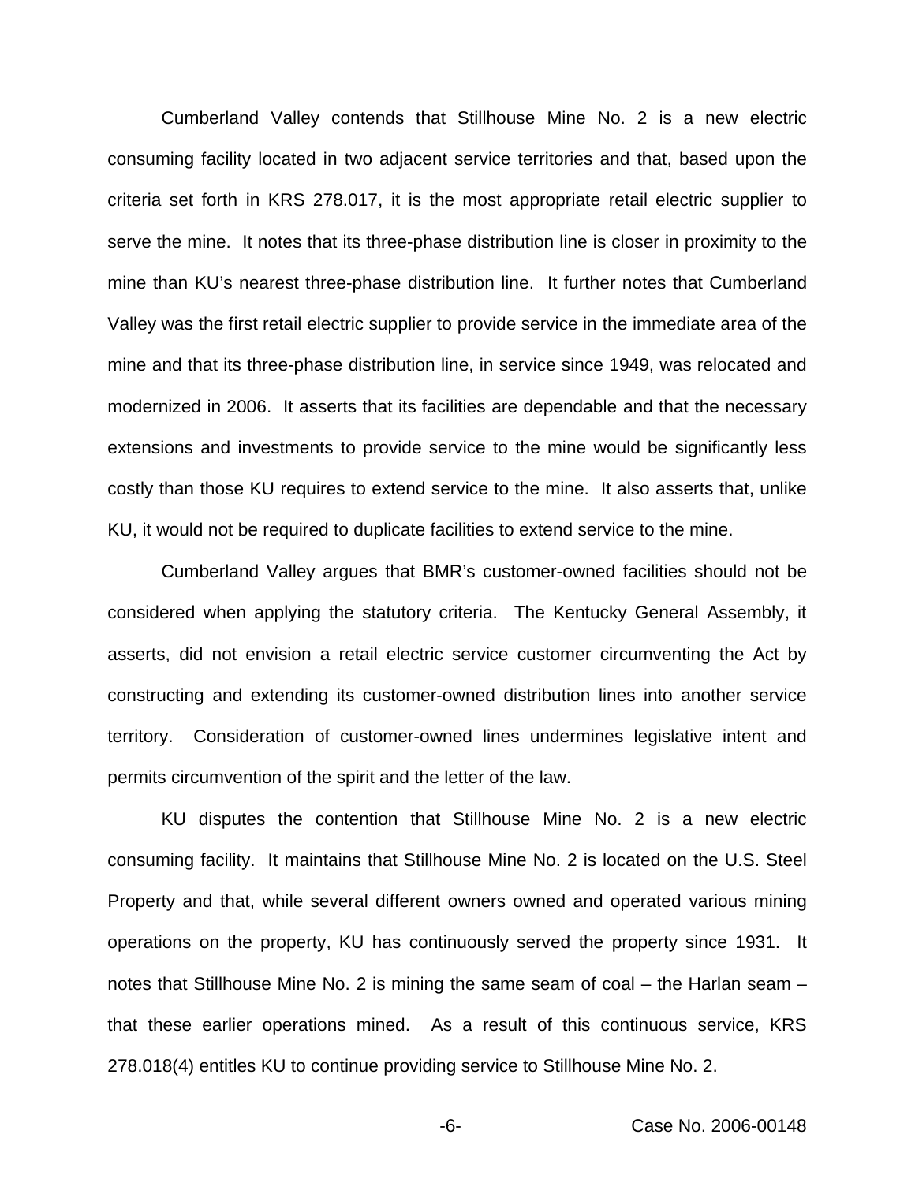Cumberland Valley contends that Stillhouse Mine No. 2 is a new electric consuming facility located in two adjacent service territories and that, based upon the criteria set forth in KRS 278.017, it is the most appropriate retail electric supplier to serve the mine. It notes that its three-phase distribution line is closer in proximity to the mine than KU's nearest three-phase distribution line. It further notes that Cumberland Valley was the first retail electric supplier to provide service in the immediate area of the mine and that its three-phase distribution line, in service since 1949, was relocated and modernized in 2006. It asserts that its facilities are dependable and that the necessary extensions and investments to provide service to the mine would be significantly less costly than those KU requires to extend service to the mine. It also asserts that, unlike KU, it would not be required to duplicate facilities to extend service to the mine.

Cumberland Valley argues that BMR's customer-owned facilities should not be considered when applying the statutory criteria. The Kentucky General Assembly, it asserts, did not envision a retail electric service customer circumventing the Act by constructing and extending its customer-owned distribution lines into another service territory. Consideration of customer-owned lines undermines legislative intent and permits circumvention of the spirit and the letter of the law.

KU disputes the contention that Stillhouse Mine No. 2 is a new electric consuming facility. It maintains that Stillhouse Mine No. 2 is located on the U.S. Steel Property and that, while several different owners owned and operated various mining operations on the property, KU has continuously served the property since 1931. It notes that Stillhouse Mine No. 2 is mining the same seam of coal – the Harlan seam – that these earlier operations mined. As a result of this continuous service, KRS 278.018(4) entitles KU to continue providing service to Stillhouse Mine No. 2.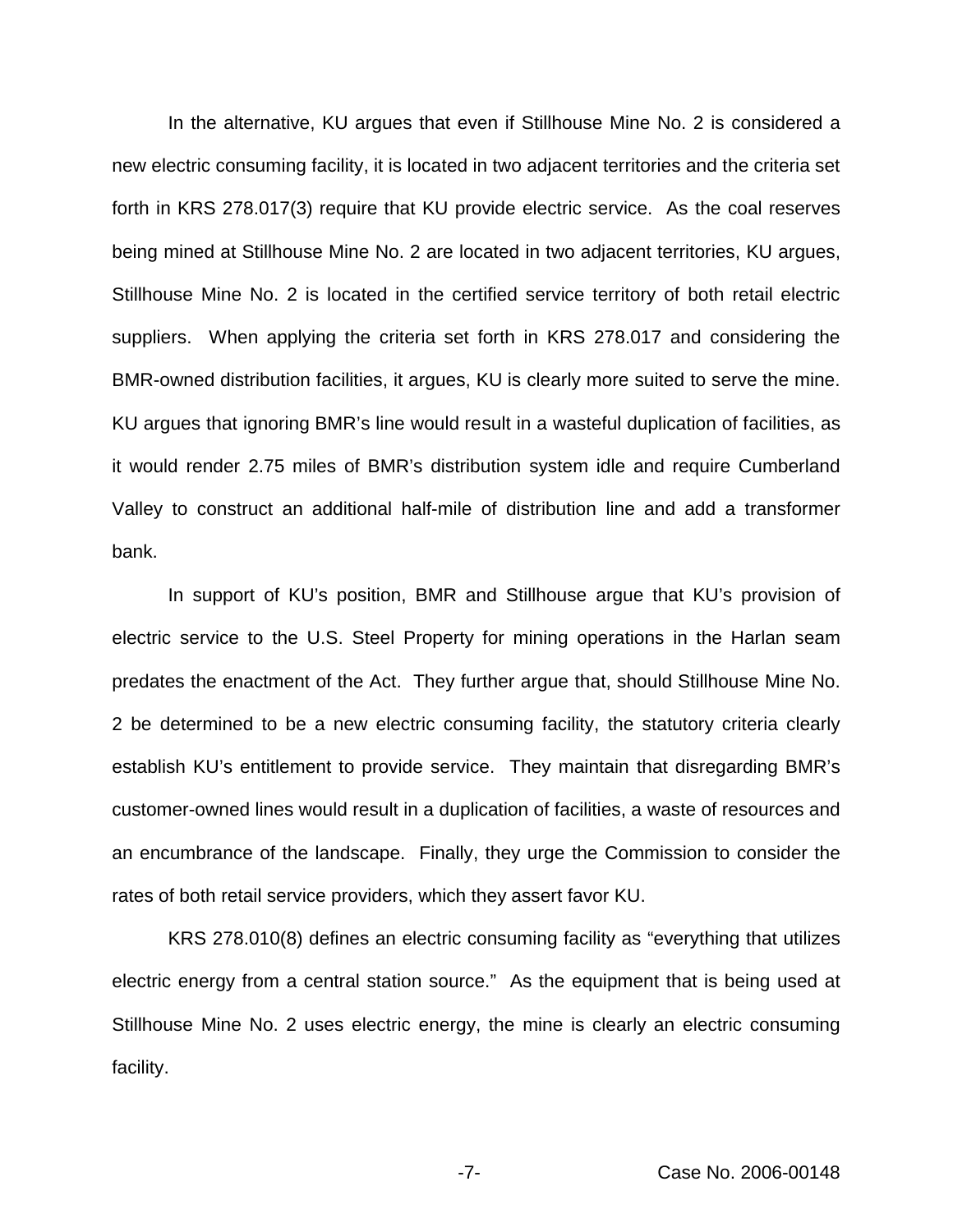In the alternative, KU argues that even if Stillhouse Mine No. 2 is considered a new electric consuming facility, it is located in two adjacent territories and the criteria set forth in KRS 278.017(3) require that KU provide electric service. As the coal reserves being mined at Stillhouse Mine No. 2 are located in two adjacent territories, KU argues, Stillhouse Mine No. 2 is located in the certified service territory of both retail electric suppliers. When applying the criteria set forth in KRS 278.017 and considering the BMR-owned distribution facilities, it argues, KU is clearly more suited to serve the mine. KU argues that ignoring BMR's line would result in a wasteful duplication of facilities, as it would render 2.75 miles of BMR's distribution system idle and require Cumberland Valley to construct an additional half-mile of distribution line and add a transformer bank.

In support of KU's position, BMR and Stillhouse argue that KU's provision of electric service to the U.S. Steel Property for mining operations in the Harlan seam predates the enactment of the Act. They further argue that, should Stillhouse Mine No. 2 be determined to be a new electric consuming facility, the statutory criteria clearly establish KU's entitlement to provide service. They maintain that disregarding BMR's customer-owned lines would result in a duplication of facilities, a waste of resources and an encumbrance of the landscape. Finally, they urge the Commission to consider the rates of both retail service providers, which they assert favor KU.

KRS 278.010(8) defines an electric consuming facility as "everything that utilizes electric energy from a central station source." As the equipment that is being used at Stillhouse Mine No. 2 uses electric energy, the mine is clearly an electric consuming facility.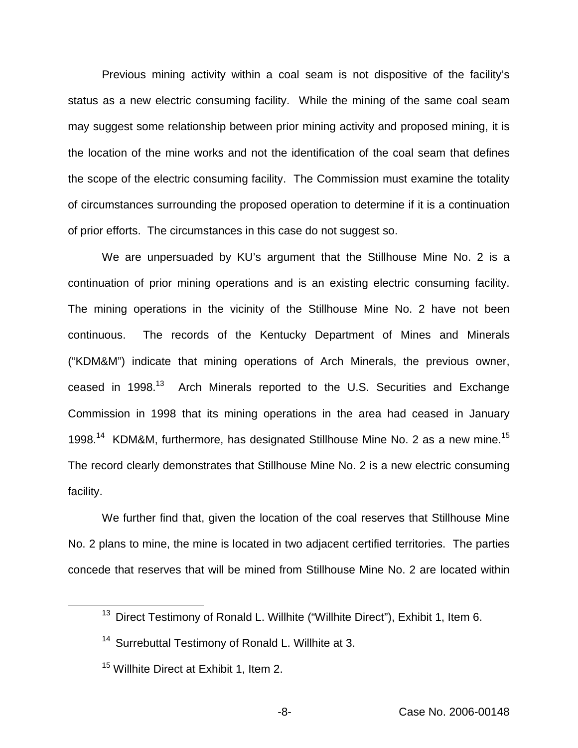Previous mining activity within a coal seam is not dispositive of the facility's status as a new electric consuming facility. While the mining of the same coal seam may suggest some relationship between prior mining activity and proposed mining, it is the location of the mine works and not the identification of the coal seam that defines the scope of the electric consuming facility. The Commission must examine the totality of circumstances surrounding the proposed operation to determine if it is a continuation of prior efforts. The circumstances in this case do not suggest so.

We are unpersuaded by KU's argument that the Stillhouse Mine No. 2 is a continuation of prior mining operations and is an existing electric consuming facility. The mining operations in the vicinity of the Stillhouse Mine No. 2 have not been continuous. The records of the Kentucky Department of Mines and Minerals ("KDM&M") indicate that mining operations of Arch Minerals, the previous owner, ceased in 1998.[13] Arch Minerals reported to the U.S. Securities and Exchange Commission in 1998 that its mining operations in the area had ceased in January 1998.[14] KDM&M, furthermore, has designated Stillhouse Mine No. 2 as a new mine.[15] The record clearly demonstrates that Stillhouse Mine No. 2 is a new electric consuming facility.

We further find that, given the location of the coal reserves that Stillhouse Mine No. 2 plans to mine, the mine is located in two adjacent certified territories. The parties concede that reserves that will be mined from Stillhouse Mine No. 2 are located within

[13] Direct Testimony of Ronald L. Willhite ("Willhite Direct"), Exhibit 1, Item 6.

[14] Surrebuttal Testimony of Ronald L. Willhite at 3.

[15] Willhite Direct at Exhibit 1, Item 2.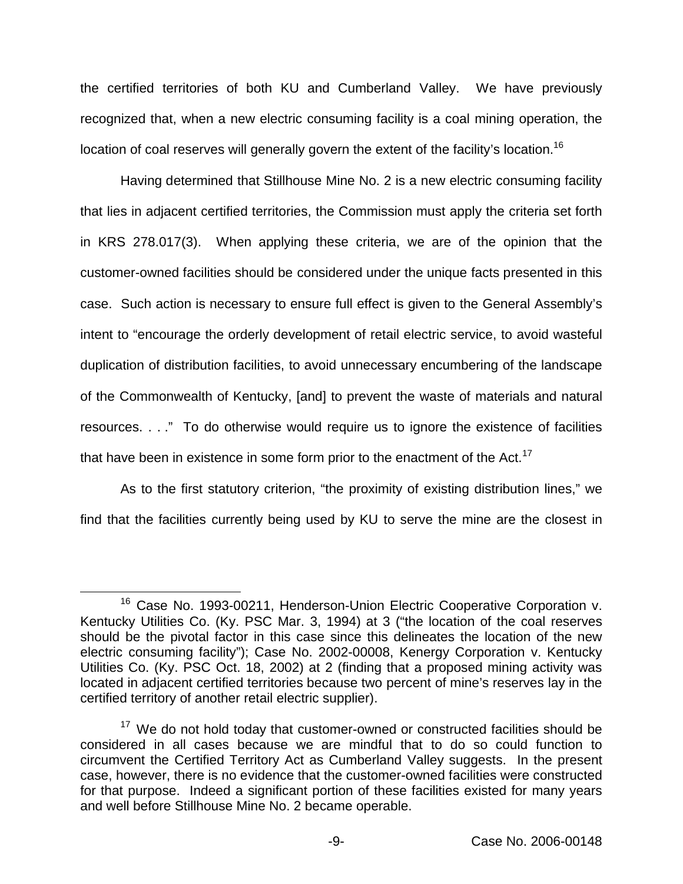the certified territories of both KU and Cumberland Valley. We have previously recognized that, when a new electric consuming facility is a coal mining operation, the location of coal reserves will generally govern the extent of the facility's location.[16]

Having determined that Stillhouse Mine No. 2 is a new electric consuming facility that lies in adjacent certified territories, the Commission must apply the criteria set forth in KRS 278.017(3). When applying these criteria, we are of the opinion that the customer-owned facilities should be considered under the unique facts presented in this case. Such action is necessary to ensure full effect is given to the General Assembly's intent to "encourage the orderly development of retail electric service, to avoid wasteful duplication of distribution facilities, to avoid unnecessary encumbering of the landscape of the Commonwealth of Kentucky, [and] to prevent the waste of materials and natural resources. . . ." To do otherwise would require us to ignore the existence of facilities that have been in existence in some form prior to the enactment of the Act.[17]

As to the first statutory criterion, "the proximity of existing distribution lines," we find that the facilities currently being used by KU to serve the mine are the closest in

---

[16] Case No. 1993-00211, Henderson-Union Electric Cooperative Corporation v. Kentucky Utilities Co. (Ky. PSC Mar. 3, 1994) at 3 ("the location of the coal reserves should be the pivotal factor in this case since this delineates the location of the new electric consuming facility"); Case No. 2002-00008, Kenergy Corporation v. Kentucky Utilities Co. (Ky. PSC Oct. 18, 2002) at 2 (finding that a proposed mining activity was located in adjacent certified territories because two percent of mine's reserves lay in the certified territory of another retail electric supplier).

[17] We do not hold today that customer-owned or constructed facilities should be considered in all cases because we are mindful that to do so could function to circumvent the Certified Territory Act as Cumberland Valley suggests. In the present case, however, there is no evidence that the customer-owned facilities were constructed for that purpose. Indeed a significant portion of these facilities existed for many years and well before Stillhouse Mine No. 2 became operable.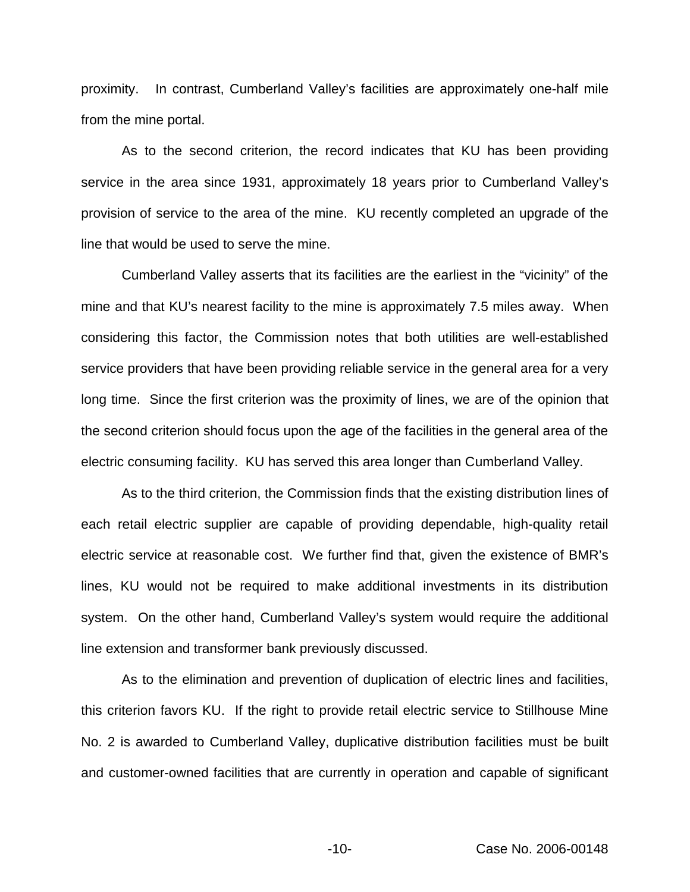proximity. In contrast, Cumberland Valley's facilities are approximately one-half mile from the mine portal.

As to the second criterion, the record indicates that KU has been providing service in the area since 1931, approximately 18 years prior to Cumberland Valley's provision of service to the area of the mine. KU recently completed an upgrade of the line that would be used to serve the mine.

Cumberland Valley asserts that its facilities are the earliest in the "vicinity" of the mine and that KU's nearest facility to the mine is approximately 7.5 miles away. When considering this factor, the Commission notes that both utilities are well-established service providers that have been providing reliable service in the general area for a very long time. Since the first criterion was the proximity of lines, we are of the opinion that the second criterion should focus upon the age of the facilities in the general area of the electric consuming facility. KU has served this area longer than Cumberland Valley.

As to the third criterion, the Commission finds that the existing distribution lines of each retail electric supplier are capable of providing dependable, high-quality retail electric service at reasonable cost. We further find that, given the existence of BMR's lines, KU would not be required to make additional investments in its distribution system. On the other hand, Cumberland Valley's system would require the additional line extension and transformer bank previously discussed.

As to the elimination and prevention of duplication of electric lines and facilities, this criterion favors KU. If the right to provide retail electric service to Stillhouse Mine No. 2 is awarded to Cumberland Valley, duplicative distribution facilities must be built and customer-owned facilities that are currently in operation and capable of significant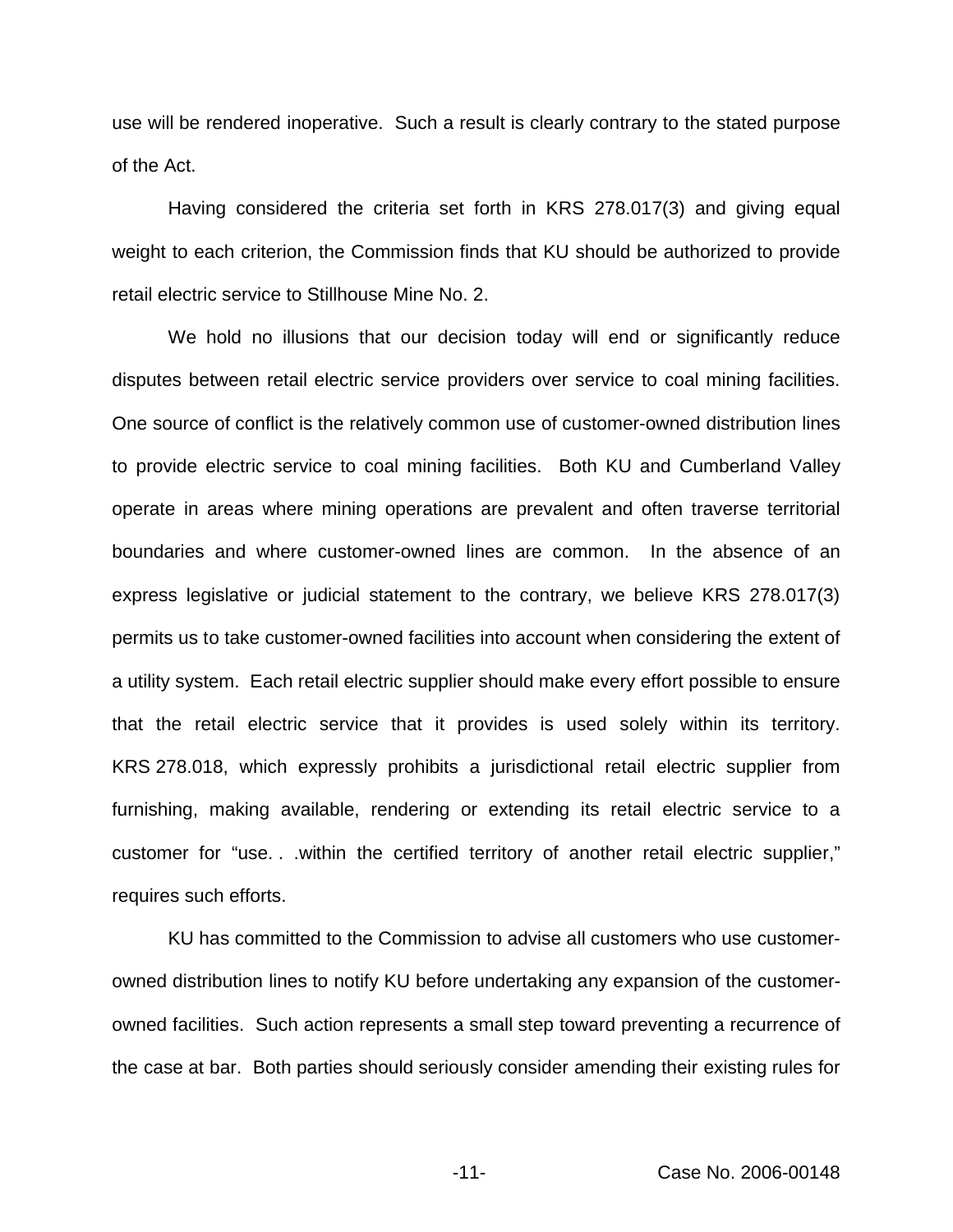use will be rendered inoperative. Such a result is clearly contrary to the stated purpose of the Act.

Having considered the criteria set forth in KRS 278.017(3) and giving equal weight to each criterion, the Commission finds that KU should be authorized to provide retail electric service to Stillhouse Mine No. 2.

We hold no illusions that our decision today will end or significantly reduce disputes between retail electric service providers over service to coal mining facilities. One source of conflict is the relatively common use of customer-owned distribution lines to provide electric service to coal mining facilities. Both KU and Cumberland Valley operate in areas where mining operations are prevalent and often traverse territorial boundaries and where customer-owned lines are common. In the absence of an express legislative or judicial statement to the contrary, we believe KRS 278.017(3) permits us to take customer-owned facilities into account when considering the extent of a utility system. Each retail electric supplier should make every effort possible to ensure that the retail electric service that it provides is used solely within its territory. KRS 278.018, which expressly prohibits a jurisdictional retail electric supplier from furnishing, making available, rendering or extending its retail electric service to a customer for "use. . .within the certified territory of another retail electric supplier," requires such efforts.

KU has committed to the Commission to advise all customers who use customer-owned distribution lines to notify KU before undertaking any expansion of the customer-owned facilities. Such action represents a small step toward preventing a recurrence of the case at bar. Both parties should seriously consider amending their existing rules for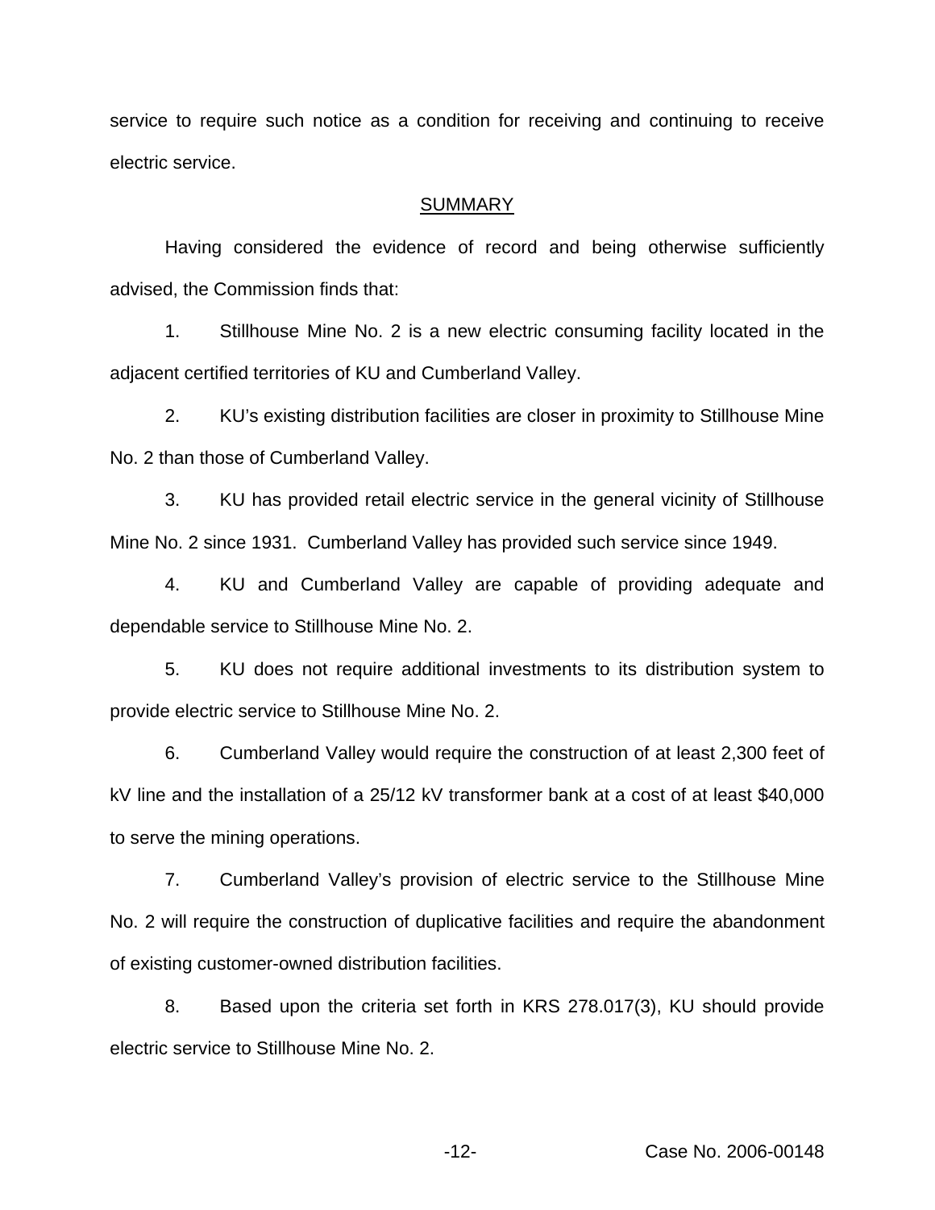service to require such notice as a condition for receiving and continuing to receive electric service.

## SUMMARY

Having considered the evidence of record and being otherwise sufficiently advised, the Commission finds that:

1. Stillhouse Mine No. 2 is a new electric consuming facility located in the adjacent certified territories of KU and Cumberland Valley.

2. KU's existing distribution facilities are closer in proximity to Stillhouse Mine No. 2 than those of Cumberland Valley.

3. KU has provided retail electric service in the general vicinity of Stillhouse Mine No. 2 since 1931. Cumberland Valley has provided such service since 1949.

4. KU and Cumberland Valley are capable of providing adequate and dependable service to Stillhouse Mine No. 2.

5. KU does not require additional investments to its distribution system to provide electric service to Stillhouse Mine No. 2.

6. Cumberland Valley would require the construction of at least 2,300 feet of kV line and the installation of a 25/12 kV transformer bank at a cost of at least $40,000 to serve the mining operations.

7. Cumberland Valley's provision of electric service to the Stillhouse Mine No. 2 will require the construction of duplicative facilities and require the abandonment of existing customer-owned distribution facilities.

8. Based upon the criteria set forth in KRS 278.017(3), KU should provide electric service to Stillhouse Mine No. 2.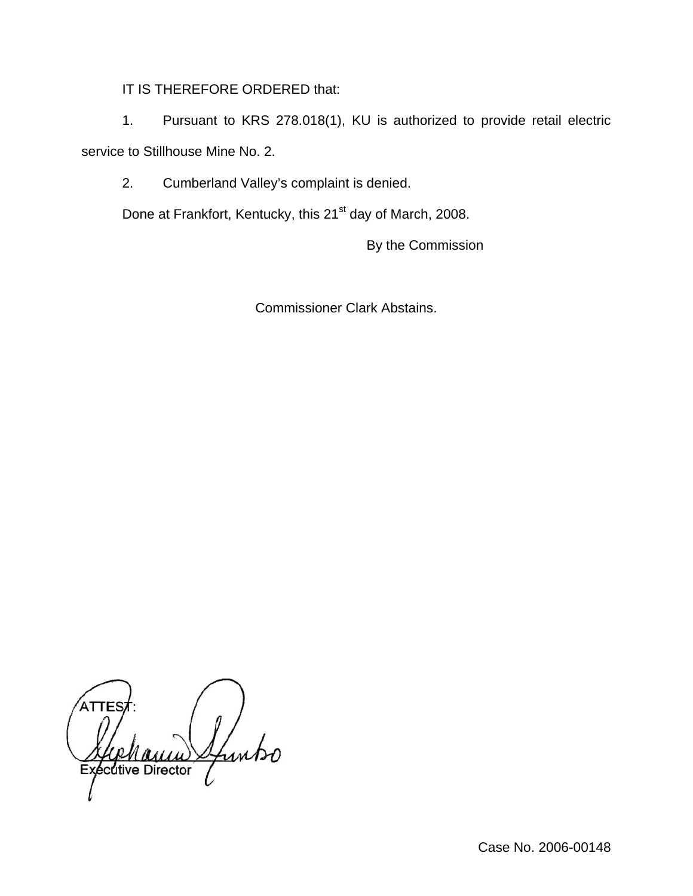IT IS THEREFORE ORDERED that:

1. Pursuant to KRS 278.018(1), KU is authorized to provide retail electric service to Stillhouse Mine No. 2.

2. Cumberland Valley's complaint is denied.

Done at Frankfort, Kentucky, this 21st day of March, 2008.

By the Commission

Commissioner Clark Abstains.

ATTEST:

Executive Director

Case No. 2006-00148